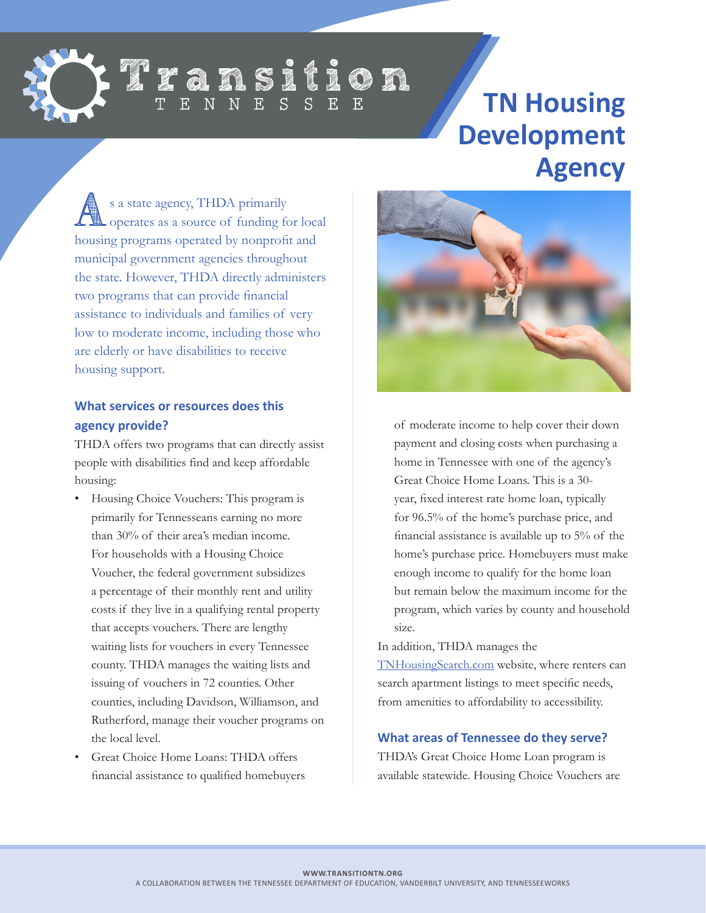# Transition TENNESSEE

# TN Housing Development Agency

As a state agency, THDA primarily operates as a source of funding for local housing programs operated by nonprofit and municipal government agencies throughout the state. However, THDA directly administers two programs that can provide financial assistance to individuals and families of very low to moderate income, including those who are elderly or have disabilities to receive housing support.

## What services or resources does this agency provide?

THDA offers two programs that can directly assist people with disabilities find and keep affordable housing:

- Housing Choice Vouchers: This program is primarily for Tennesseans earning no more than 30% of their area's median income. For households with a Housing Choice Voucher, the federal government subsidizes a percentage of their monthly rent and utility costs if they live in a qualifying rental property that accepts vouchers. There are lengthy waiting lists for vouchers in every Tennessee county. THDA manages the waiting lists and issuing of vouchers in 72 counties. Other counties, including Davidson, Williamson, and Rutherford, manage their voucher programs on the local level.
- Great Choice Home Loans: THDA offers financial assistance to qualified homebuyers of moderate income to help cover their down payment and closing costs when purchasing a home in Tennessee with one of the agency's Great Choice Home Loans. This is a 30-year, fixed interest rate home loan, typically for 96.5% of the home's purchase price, and financial assistance is available up to 5% of the home's purchase price. Homebuyers must make enough income to qualify for the home loan but remain below the maximum income for the program, which varies by county and household size.

In addition, THDA manages the TNHousingSearch.com website, where renters can search apartment listings to meet specific needs, from amenities to affordability to accessibility.

## What areas of Tennessee do they serve?

THDA's Great Choice Home Loan program is available statewide. Housing Choice Vouchers are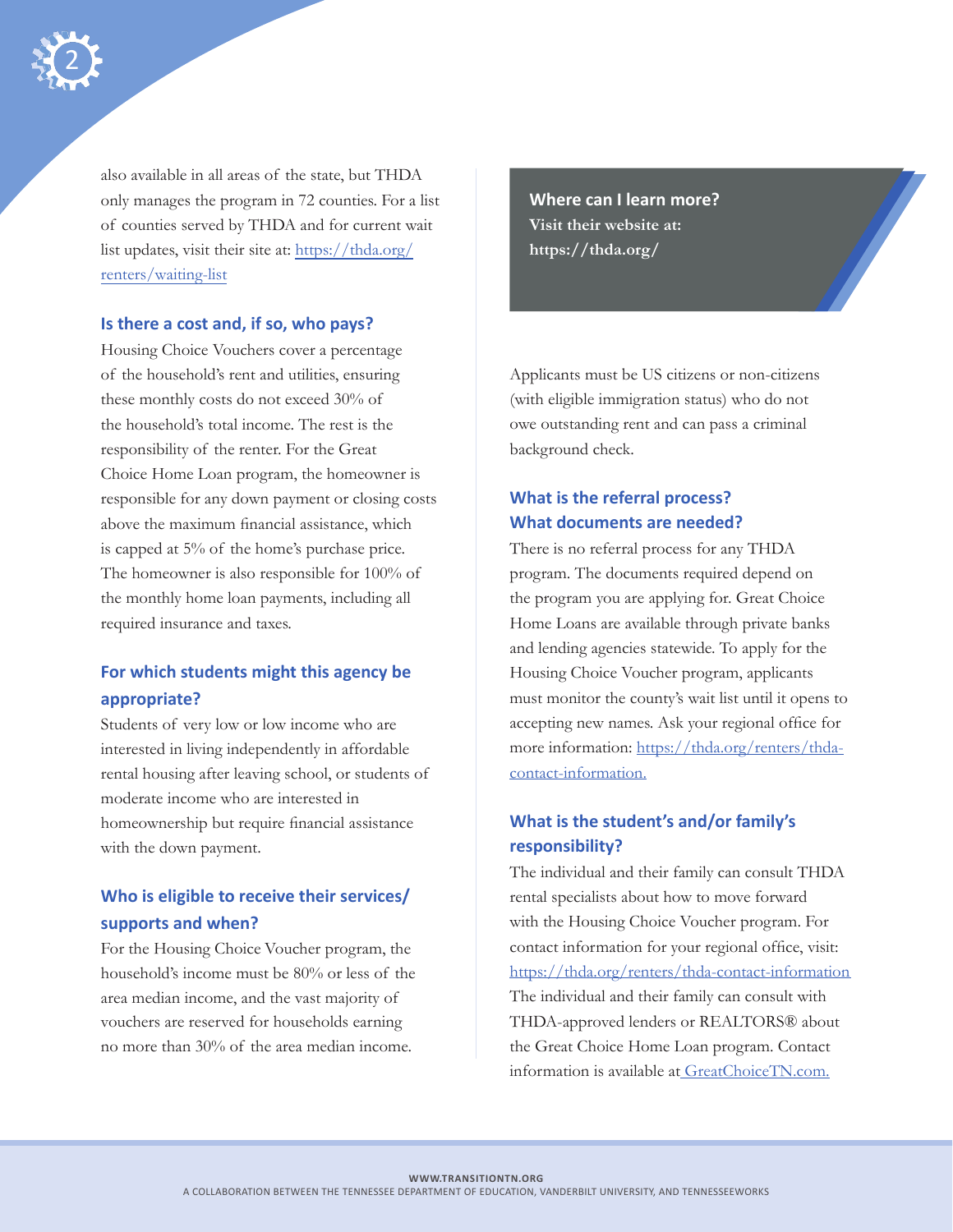also available in all areas of the state, but THDA only manages the program in 72 counties. For a list of counties served by THDA and for current wait list updates, visit their site at: https://thda.org/renters/waiting-list

### Is there a cost and, if so, who pays?

Housing Choice Vouchers cover a percentage of the household's rent and utilities, ensuring these monthly costs do not exceed 30% of the household's total income. The rest is the responsibility of the renter. For the Great Choice Home Loan program, the homeowner is responsible for any down payment or closing costs above the maximum financial assistance, which is capped at 5% of the home's purchase price. The homeowner is also responsible for 100% of the monthly home loan payments, including all required insurance and taxes.

### For which students might this agency be appropriate?

Students of very low or low income who are interested in living independently in affordable rental housing after leaving school, or students of moderate income who are interested in homeownership but require financial assistance with the down payment.

### Who is eligible to receive their services/supports and when?

For the Housing Choice Voucher program, the household's income must be 80% or less of the area median income, and the vast majority of vouchers are reserved for households earning no more than 30% of the area median income.

Applicants must be US citizens or non-citizens (with eligible immigration status) who do not owe outstanding rent and can pass a criminal background check.

**Where can I learn more?**
**Visit their website at:**
**https://thda.org/**

### What is the referral process? What documents are needed?

There is no referral process for any THDA program. The documents required depend on the program you are applying for. Great Choice Home Loans are available through private banks and lending agencies statewide. To apply for the Housing Choice Voucher program, applicants must monitor the county's wait list until it opens to accepting new names. Ask your regional office for more information: https://thda.org/renters/thda-contact-information.

### What is the student's and/or family's responsibility?

The individual and their family can consult THDA rental specialists about how to move forward with the Housing Choice Voucher program. For contact information for your regional office, visit: https://thda.org/renters/thda-contact-information

The individual and their family can consult with THDA-approved lenders or REALTORS® about the Great Choice Home Loan program. Contact information is available at GreatChoiceTN.com.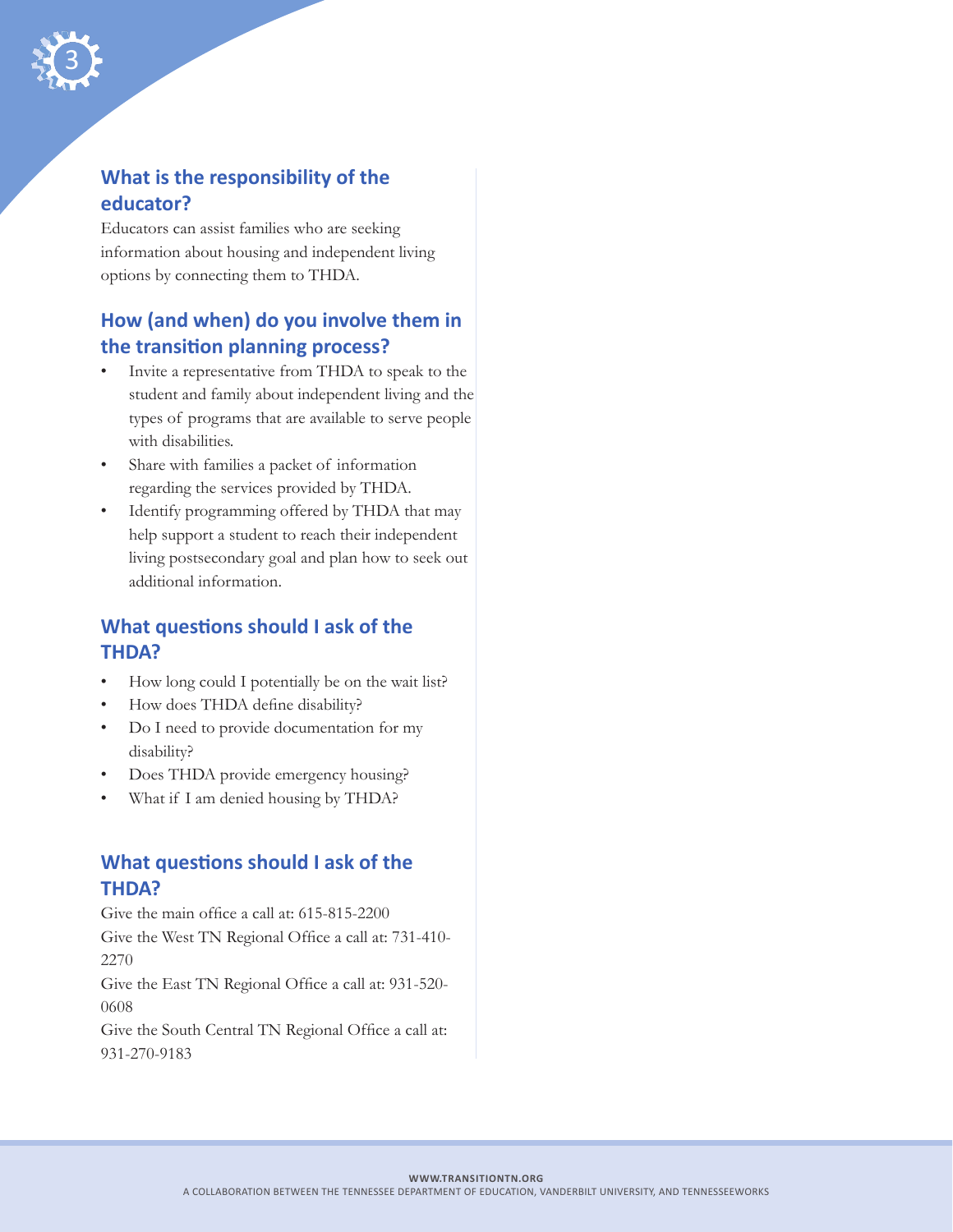## What is the responsibility of the educator?

Educators can assist families who are seeking information about housing and independent living options by connecting them to THDA.

## How (and when) do you involve them in the transition planning process?

- Invite a representative from THDA to speak to the student and family about independent living and the types of programs that are available to serve people with disabilities.
- Share with families a packet of information regarding the services provided by THDA.
- Identify programming offered by THDA that may help support a student to reach their independent living postsecondary goal and plan how to seek out additional information.

## What questions should I ask of the THDA?

- How long could I potentially be on the wait list?
- How does THDA define disability?
- Do I need to provide documentation for my disability?
- Does THDA provide emergency housing?
- What if I am denied housing by THDA?

## What questions should I ask of the THDA?

Give the main office a call at: 615-815-2200

Give the West TN Regional Office a call at: 731-410-2270

Give the East TN Regional Office a call at: 931-520-0608

Give the South Central TN Regional Office a call at: 931-270-9183